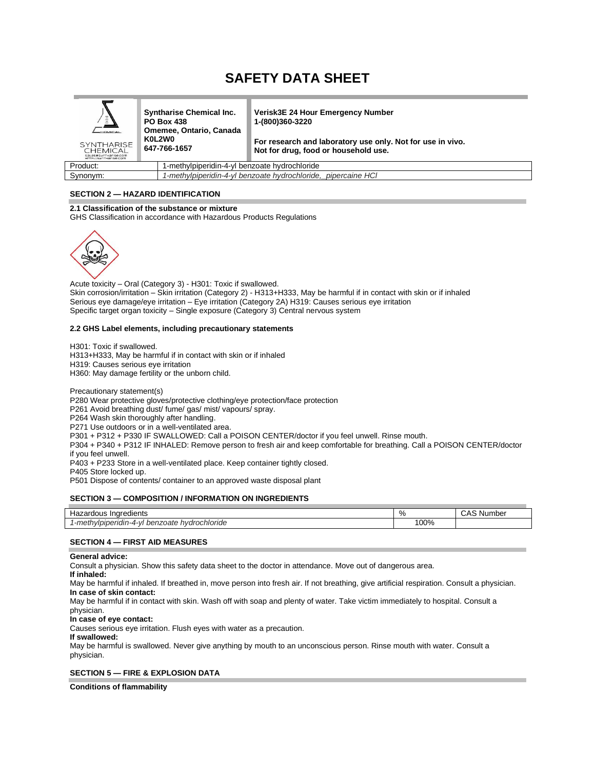# SAFETY DATA SHEET

| | Syntharise Chemical Inc. PO Box 438 Omemee, Ontario, Canada K0L2W0 647-766-1657 | Verisk3E 24 Hour Emergency Number 1-(800)360-3220<br><br>For research and laboratory use only. Not for use in vivo. Not for drug, food or household use. |
|---|---|---|

| Product: | 1-methylpiperidin-4-yl benzoate hydrochloride |
|---|---|
| Synonym: | *1-methylpiperidin-4-yl benzoate hydrochloride, pipercaine HCl* |

## SECTION 2 — HAZARD IDENTIFICATION

**2.1 Classification of the substance or mixture**

GHS Classification in accordance with Hazardous Products Regulations

Acute toxicity – Oral (Category 3) - H301: Toxic if swallowed.
Skin corrosion/irritation – Skin irritation (Category 2) - H313+H333, May be harmful if in contact with skin or if inhaled
Serious eye damage/eye irritation – Eye irritation (Category 2A) H319: Causes serious eye irritation
Specific target organ toxicity – Single exposure (Category 3) Central nervous system

**2.2 GHS Label elements, including precautionary statements**

H301: Toxic if swallowed.
H313+H333, May be harmful if in contact with skin or if inhaled
H319: Causes serious eye irritation
H360: May damage fertility or the unborn child.

Precautionary statement(s)
P280 Wear protective gloves/protective clothing/eye protection/face protection
P261 Avoid breathing dust/ fume/ gas/ mist/ vapours/ spray.
P264 Wash skin thoroughly after handling.
P271 Use outdoors or in a well-ventilated area.
P301 + P312 + P330 IF SWALLOWED: Call a POISON CENTER/doctor if you feel unwell. Rinse mouth.
P304 + P340 + P312 IF INHALED: Remove person to fresh air and keep comfortable for breathing. Call a POISON CENTER/doctor if you feel unwell.
P403 + P233 Store in a well-ventilated place. Keep container tightly closed.
P405 Store locked up.
P501 Dispose of contents/ container to an approved waste disposal plant

## SECTION 3 — COMPOSITION / INFORMATION ON INGREDIENTS

| Hazardous Ingredients | % | CAS Number |
|---|---|---|
| *1-methylpiperidin-4-yl benzoate hydrochloride* | 100% | |

## SECTION 4 — FIRST AID MEASURES

**General advice:**
Consult a physician. Show this safety data sheet to the doctor in attendance. Move out of dangerous area.

**If inhaled:**
May be harmful if inhaled. If breathed in, move person into fresh air. If not breathing, give artificial respiration. Consult a physician.

**In case of skin contact:**
May be harmful if in contact with skin. Wash off with soap and plenty of water. Take victim immediately to hospital. Consult a physician.

**In case of eye contact:**
Causes serious eye irritation. Flush eyes with water as a precaution.

**If swallowed:**
May be harmful is swallowed. Never give anything by mouth to an unconscious person. Rinse mouth with water. Consult a physician.

## SECTION 5 — FIRE & EXPLOSION DATA

**Conditions of flammability**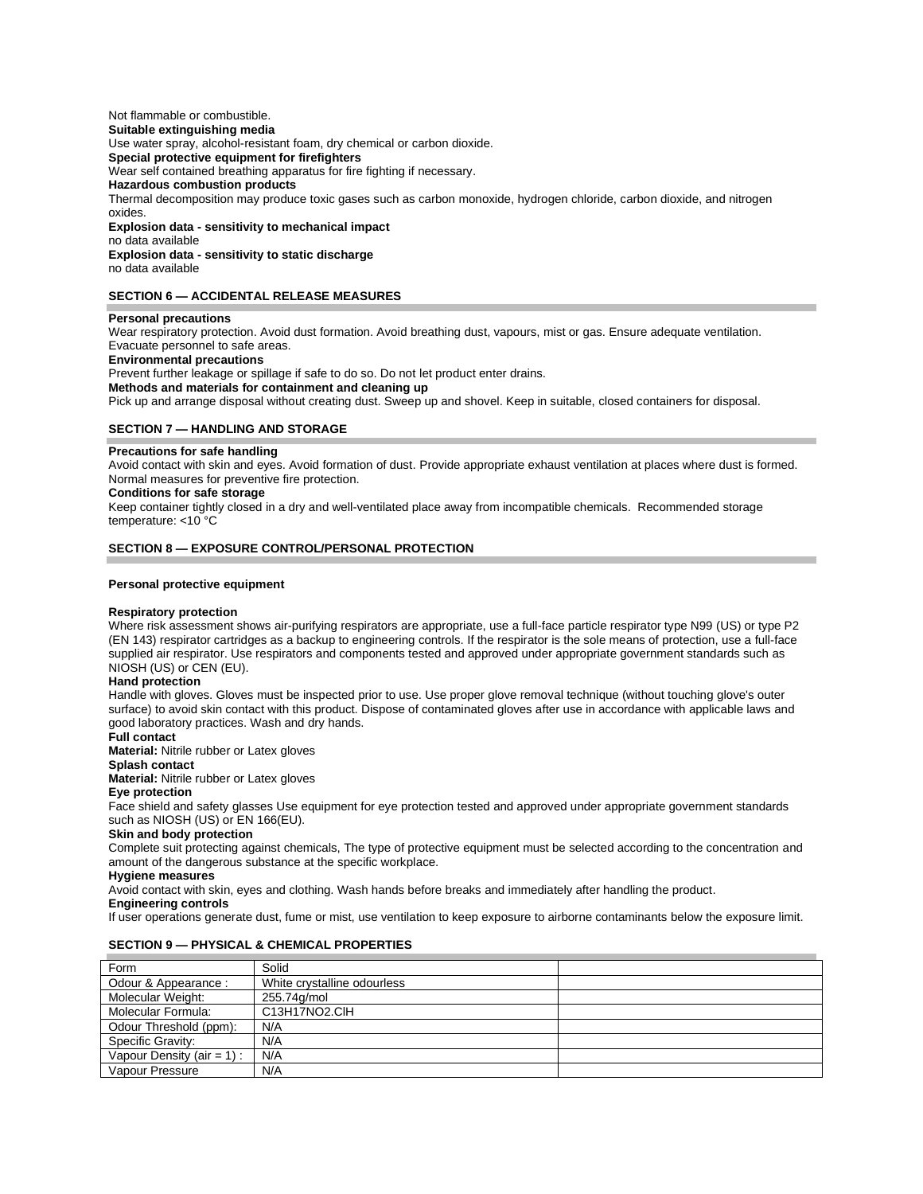Not flammable or combustible.

**Suitable extinguishing media**

Use water spray, alcohol-resistant foam, dry chemical or carbon dioxide.

**Special protective equipment for firefighters**

Wear self contained breathing apparatus for fire fighting if necessary.

**Hazardous combustion products**

Thermal decomposition may produce toxic gases such as carbon monoxide, hydrogen chloride, carbon dioxide, and nitrogen oxides.

**Explosion data - sensitivity to mechanical impact**

no data available

**Explosion data - sensitivity to static discharge**

no data available

## SECTION 6 — ACCIDENTAL RELEASE MEASURES

**Personal precautions**

Wear respiratory protection. Avoid dust formation. Avoid breathing dust, vapours, mist or gas. Ensure adequate ventilation. Evacuate personnel to safe areas.

**Environmental precautions**

Prevent further leakage or spillage if safe to do so. Do not let product enter drains.

**Methods and materials for containment and cleaning up**

Pick up and arrange disposal without creating dust. Sweep up and shovel. Keep in suitable, closed containers for disposal.

## SECTION 7 — HANDLING AND STORAGE

**Precautions for safe handling**

Avoid contact with skin and eyes. Avoid formation of dust. Provide appropriate exhaust ventilation at places where dust is formed. Normal measures for preventive fire protection.

**Conditions for safe storage**

Keep container tightly closed in a dry and well-ventilated place away from incompatible chemicals. Recommended storage temperature: <10 °C

## SECTION 8 — EXPOSURE CONTROL/PERSONAL PROTECTION

**Personal protective equipment**

**Respiratory protection**

Where risk assessment shows air-purifying respirators are appropriate, use a full-face particle respirator type N99 (US) or type P2 (EN 143) respirator cartridges as a backup to engineering controls. If the respirator is the sole means of protection, use a full-face supplied air respirator. Use respirators and components tested and approved under appropriate government standards such as NIOSH (US) or CEN (EU).

**Hand protection**

Handle with gloves. Gloves must be inspected prior to use. Use proper glove removal technique (without touching glove's outer surface) to avoid skin contact with this product. Dispose of contaminated gloves after use in accordance with applicable laws and good laboratory practices. Wash and dry hands.

**Full contact**

**Material:** Nitrile rubber or Latex gloves

**Splash contact**

**Material:** Nitrile rubber or Latex gloves

**Eye protection**

Face shield and safety glasses Use equipment for eye protection tested and approved under appropriate government standards such as NIOSH (US) or EN 166(EU).

**Skin and body protection**

Complete suit protecting against chemicals, The type of protective equipment must be selected according to the concentration and amount of the dangerous substance at the specific workplace.

**Hygiene measures**

Avoid contact with skin, eyes and clothing. Wash hands before breaks and immediately after handling the product.

**Engineering controls**

If user operations generate dust, fume or mist, use ventilation to keep exposure to airborne contaminants below the exposure limit.

## SECTION 9 — PHYSICAL & CHEMICAL PROPERTIES

| Form | Solid | |
|---|---|---|
| Odour & Appearance : | White crystalline odourless | |
| Molecular Weight: | 255.74g/mol | |
| Molecular Formula: | $C_{13}H_{17}NO_2.ClH$ | |
| Odour Threshold (ppm): | N/A | |
| Specific Gravity: | N/A | |
| Vapour Density (air = 1) : | N/A | |
| Vapour Pressure | N/A | |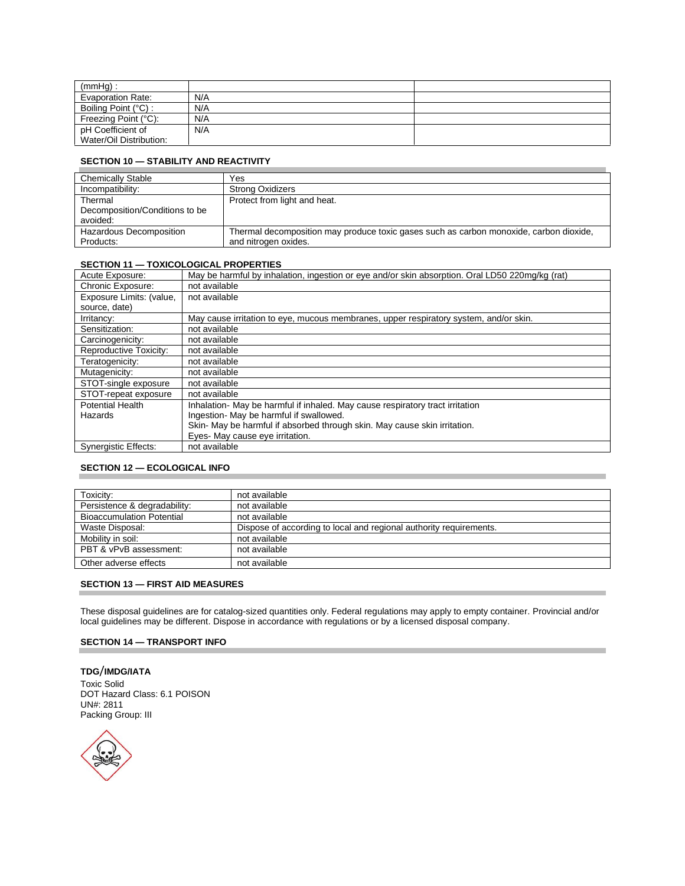| (mmHg) : | | |
|---|---|---|
| Evaporation Rate: | N/A | |
| Boiling Point (°C) : | N/A | |
| Freezing Point (°C): | N/A | |
| pH Coefficient of Water/Oil Distribution: | N/A | |

### SECTION 10 — STABILITY AND REACTIVITY

| Chemically Stable | Yes |
|---|---|
| Incompatibility: | Strong Oxidizers |
| Thermal Decomposition/Conditions to be avoided: | Protect from light and heat. |
| Hazardous Decomposition Products: | Thermal decomposition may produce toxic gases such as carbon monoxide, carbon dioxide, and nitrogen oxides. |

### SECTION 11 — TOXICOLOGICAL PROPERTIES

| Acute Exposure: | May be harmful by inhalation, ingestion or eye and/or skin absorption. Oral LD50 220mg/kg (rat) |
|---|---|
| Chronic Exposure: | not available |
| Exposure Limits: (value, source, date) | not available |
| Irritancy: | May cause irritation to eye, mucous membranes, upper respiratory system, and/or skin. |
| Sensitization: | not available |
| Carcinogenicity: | not available |
| Reproductive Toxicity: | not available |
| Teratogenicity: | not available |
| Mutagenicity: | not available |
| STOT-single exposure | not available |
| STOT-repeat exposure | not available |
| Potential Health Hazards | Inhalation- May be harmful if inhaled. May cause respiratory tract irritation<br>Ingestion- May be harmful if swallowed.<br>Skin- May be harmful if absorbed through skin. May cause skin irritation.<br>Eyes- May cause eye irritation. |
| Synergistic Effects: | not available |

### SECTION 12 — ECOLOGICAL INFO

| Toxicity: | not available |
|---|---|
| Persistence & degradability: | not available |
| Bioaccumulation Potential | not available |
| Waste Disposal: | Dispose of according to local and regional authority requirements. |
| Mobility in soil: | not available |
| PBT & vPvB assessment: | not available |
| Other adverse effects | not available |

### SECTION 13 — FIRST AID MEASURES

These disposal guidelines are for catalog-sized quantities only. Federal regulations may apply to empty container. Provincial and/or local guidelines may be different. Dispose in accordance with regulations or by a licensed disposal company.

### SECTION 14 — TRANSPORT INFO

**TDG/IMDG/IATA**

Toxic Solid
DOT Hazard Class: 6.1 POISON
UN#: 2811
Packing Group: III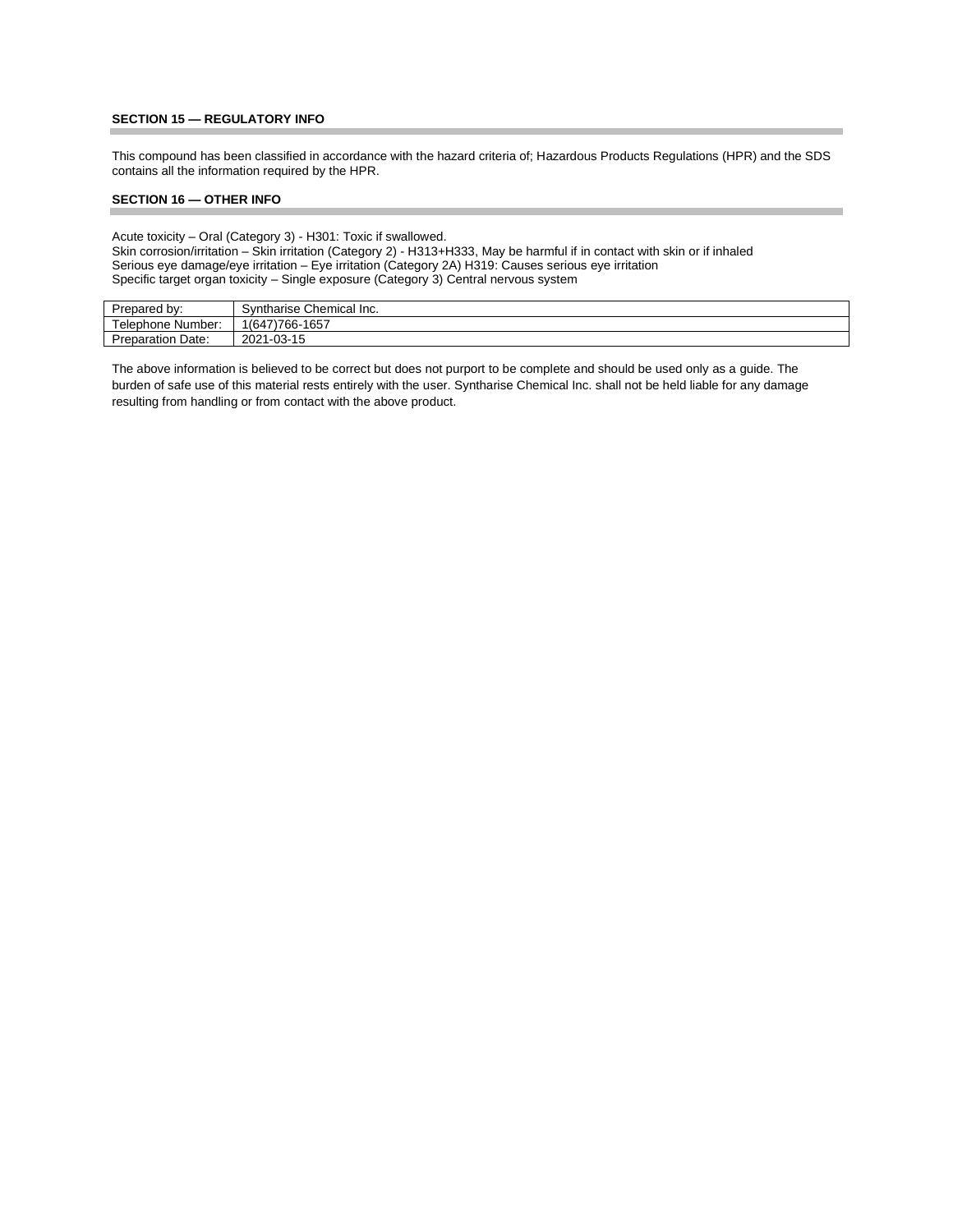## SECTION 15 — REGULATORY INFO

This compound has been classified in accordance with the hazard criteria of; Hazardous Products Regulations (HPR) and the SDS contains all the information required by the HPR.

## SECTION 16 — OTHER INFO

Acute toxicity – Oral (Category 3) - H301: Toxic if swallowed.
Skin corrosion/irritation – Skin irritation (Category 2) - H313+H333, May be harmful if in contact with skin or if inhaled
Serious eye damage/eye irritation – Eye irritation (Category 2A) H319: Causes serious eye irritation
Specific target organ toxicity – Single exposure (Category 3) Central nervous system

| | |
|---|---|
| Prepared by: | Syntharise Chemical Inc. |
| Telephone Number: | 1(647)766-1657 |
| Preparation Date: | 2021-03-15 |

The above information is believed to be correct but does not purport to be complete and should be used only as a guide. The burden of safe use of this material rests entirely with the user. Syntharise Chemical Inc. shall not be held liable for any damage resulting from handling or from contact with the above product.